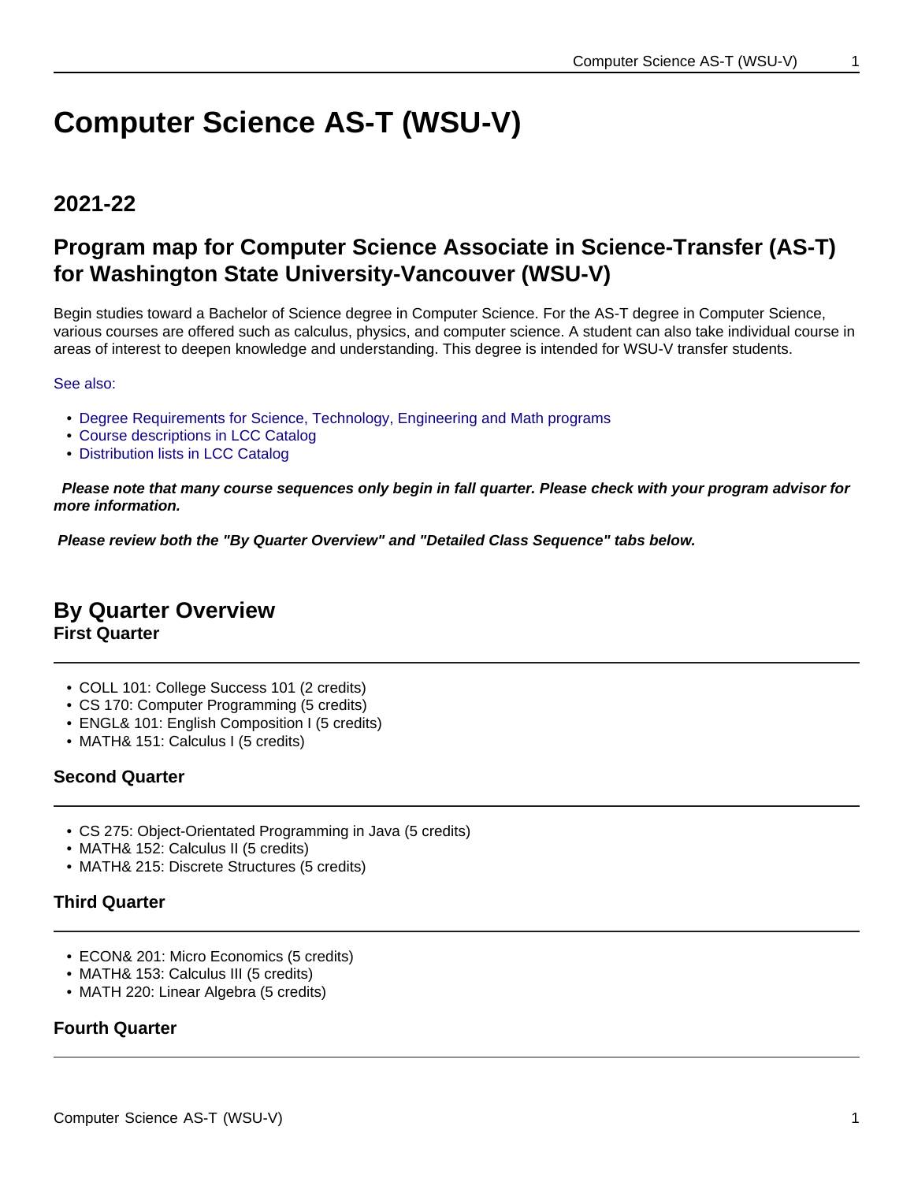# Computer Science AS-T (WSU-V)

## 2021-22

## Program map for Computer Science Associate in Science-Transfer (AS-T) for Washington State University-Vancouver (WSU-V)

Begin studies toward a Bachelor of Science degree in Computer Science. For the AS-T degree in Computer Science, various courses are offered such as calculus, physics, and computer science. A student can also take individual course in areas of interest to deepen knowledge and understanding. This degree is intended for WSU-V transfer students.

See also:

- Degree Requirements for Science, Technology, Engineering and Math programs
- Course descriptions in LCC Catalog
- Distribution lists in LCC Catalog

***Please note that many course sequences only begin in fall quarter. Please check with your program advisor for more information.***

***Please review both the "By Quarter Overview" and "Detailed Class Sequence" tabs below.***

## By Quarter Overview

### First Quarter

- COLL 101: College Success 101 (2 credits)
- CS 170: Computer Programming (5 credits)
- ENGL& 101: English Composition I (5 credits)
- MATH& 151: Calculus I (5 credits)

### Second Quarter

- CS 275: Object-Orientated Programming in Java (5 credits)
- MATH& 152: Calculus II (5 credits)
- MATH& 215: Discrete Structures (5 credits)

### Third Quarter

- ECON& 201: Micro Economics (5 credits)
- MATH& 153: Calculus III (5 credits)
- MATH 220: Linear Algebra (5 credits)

### Fourth Quarter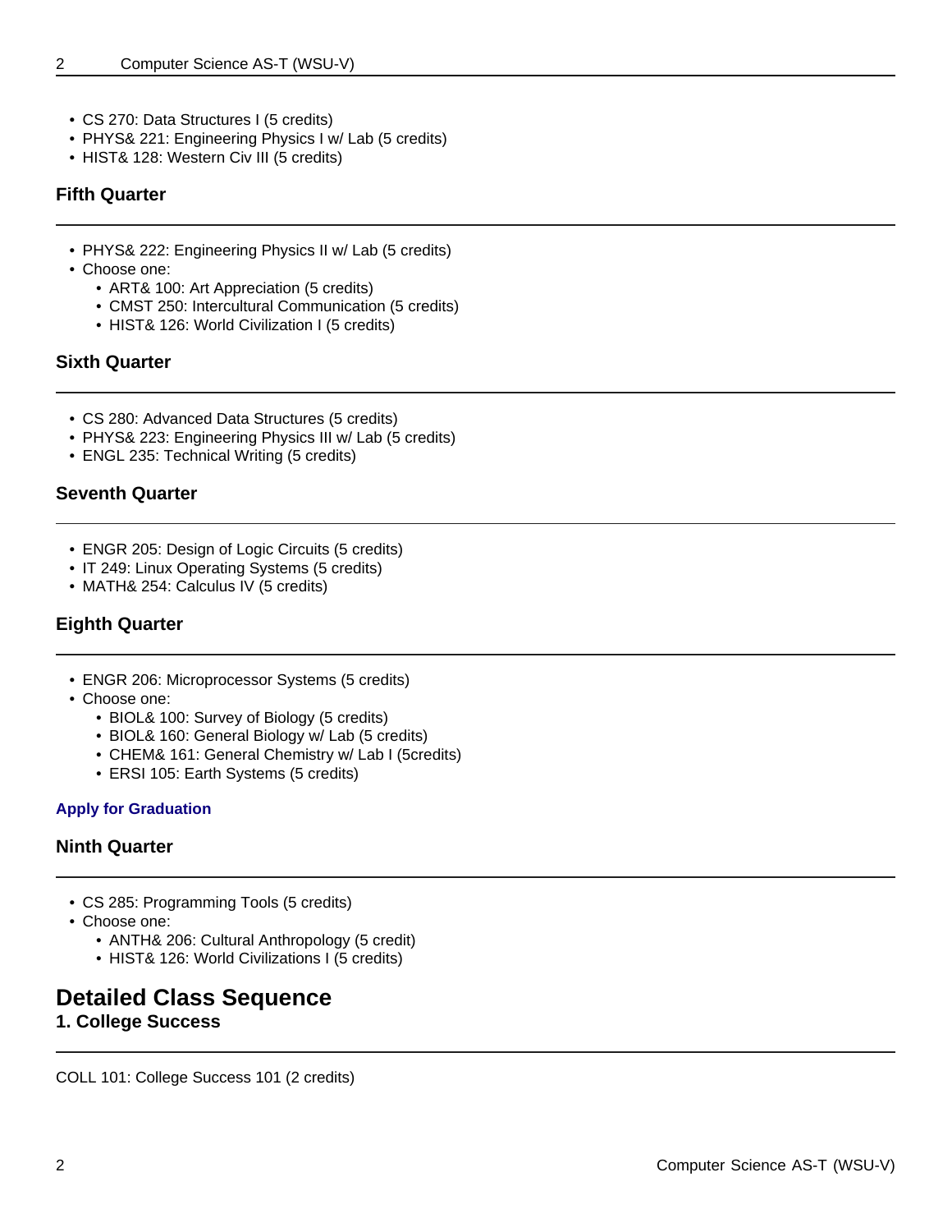- CS 270: Data Structures I (5 credits)
- PHYS& 221: Engineering Physics I w/ Lab (5 credits)
- HIST& 128: Western Civ III (5 credits)

### Fifth Quarter

- PHYS& 222: Engineering Physics II w/ Lab (5 credits)
- Choose one:
  - ART& 100: Art Appreciation (5 credits)
  - CMST 250: Intercultural Communication (5 credits)
  - HIST& 126: World Civilization I (5 credits)

### Sixth Quarter

- CS 280: Advanced Data Structures (5 credits)
- PHYS& 223: Engineering Physics III w/ Lab (5 credits)
- ENGL 235: Technical Writing (5 credits)

### Seventh Quarter

- ENGR 205: Design of Logic Circuits (5 credits)
- IT 249: Linux Operating Systems (5 credits)
- MATH& 254: Calculus IV (5 credits)

### Eighth Quarter

- ENGR 206: Microprocessor Systems (5 credits)
- Choose one:
  - BIOL& 100: Survey of Biology (5 credits)
  - BIOL& 160: General Biology w/ Lab (5 credits)
  - CHEM& 161: General Chemistry w/ Lab I (5credits)
  - ERSI 105: Earth Systems (5 credits)

**Apply for Graduation**

### Ninth Quarter

- CS 285: Programming Tools (5 credits)
- Choose one:
  - ANTH& 206: Cultural Anthropology (5 credit)
  - HIST& 126: World Civilizations I (5 credits)

## Detailed Class Sequence

### 1. College Success

COLL 101: College Success 101 (2 credits)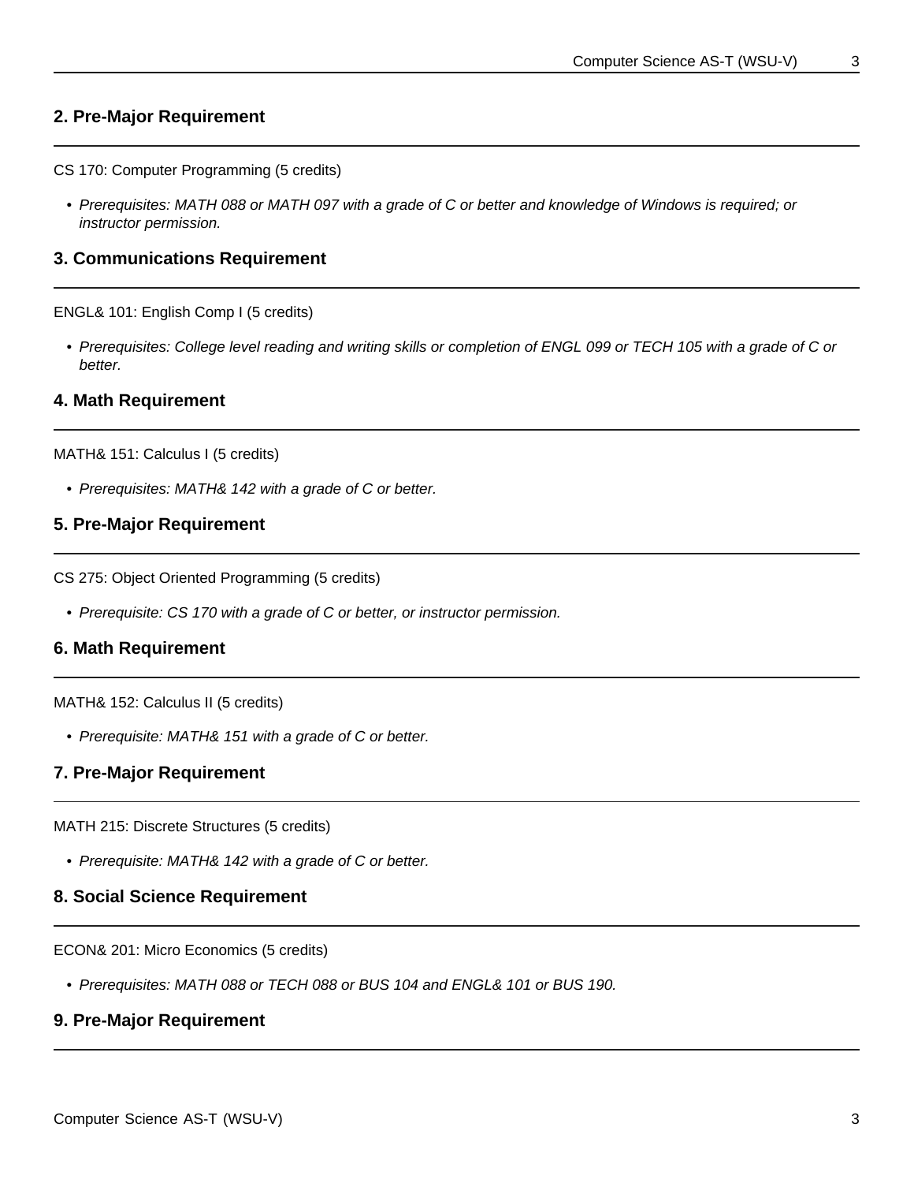## 2. Pre-Major Requirement

CS 170: Computer Programming (5 credits)

- *Prerequisites: MATH 088 or MATH 097 with a grade of C or better and knowledge of Windows is required; or instructor permission.*

## 3. Communications Requirement

ENGL& 101: English Comp I (5 credits)

- *Prerequisites: College level reading and writing skills or completion of ENGL 099 or TECH 105 with a grade of C or better.*

## 4. Math Requirement

MATH& 151: Calculus I (5 credits)

- *Prerequisites: MATH& 142 with a grade of C or better.*

## 5. Pre-Major Requirement

CS 275: Object Oriented Programming (5 credits)

- *Prerequisite: CS 170 with a grade of C or better, or instructor permission.*

## 6. Math Requirement

MATH& 152: Calculus II (5 credits)

- *Prerequisite: MATH& 151 with a grade of C or better.*

## 7. Pre-Major Requirement

MATH 215: Discrete Structures (5 credits)

- *Prerequisite: MATH& 142 with a grade of C or better.*

## 8. Social Science Requirement

ECON& 201: Micro Economics (5 credits)

- *Prerequisites: MATH 088 or TECH 088 or BUS 104 and ENGL& 101 or BUS 190.*

## 9. Pre-Major Requirement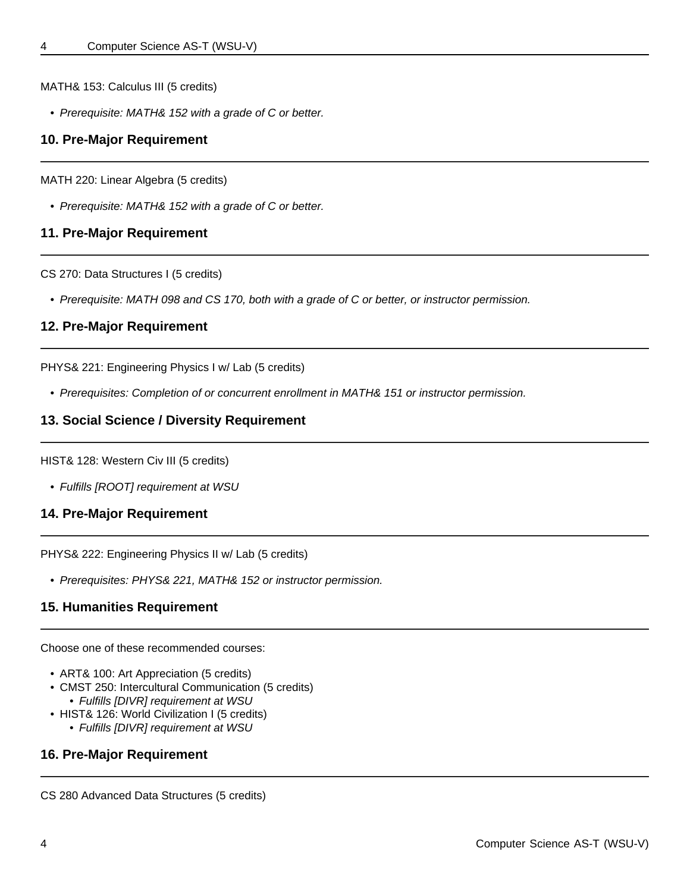MATH& 153: Calculus III (5 credits)

- *Prerequisite: MATH& 152 with a grade of C or better.*

### 10. Pre-Major Requirement

MATH 220: Linear Algebra (5 credits)

- *Prerequisite: MATH& 152 with a grade of C or better.*

### 11. Pre-Major Requirement

CS 270: Data Structures I (5 credits)

- *Prerequisite: MATH 098 and CS 170, both with a grade of C or better, or instructor permission.*

### 12. Pre-Major Requirement

PHYS& 221: Engineering Physics I w/ Lab (5 credits)

- *Prerequisites: Completion of or concurrent enrollment in MATH& 151 or instructor permission.*

### 13. Social Science / Diversity Requirement

HIST& 128: Western Civ III (5 credits)

- *Fulfills [ROOT] requirement at WSU*

### 14. Pre-Major Requirement

PHYS& 222: Engineering Physics II w/ Lab (5 credits)

- *Prerequisites: PHYS& 221, MATH& 152 or instructor permission.*

### 15. Humanities Requirement

Choose one of these recommended courses:

- ART& 100: Art Appreciation (5 credits)
- CMST 250: Intercultural Communication (5 credits)
  - *Fulfills [DIVR] requirement at WSU*
- HIST& 126: World Civilization I (5 credits)
  - *Fulfills [DIVR] requirement at WSU*

### 16. Pre-Major Requirement

CS 280 Advanced Data Structures (5 credits)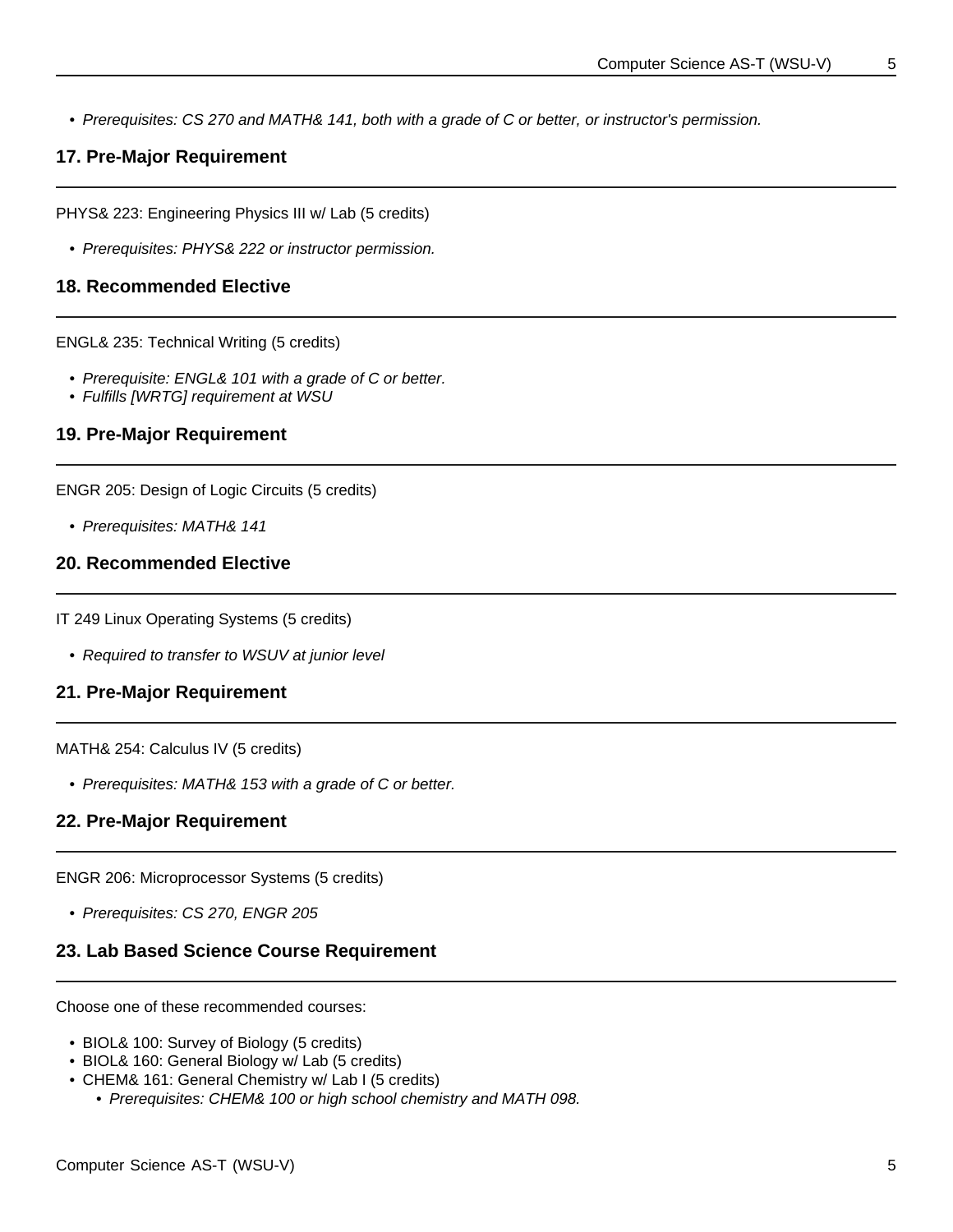- *Prerequisites: CS 270 and MATH& 141, both with a grade of C or better, or instructor's permission.*

### 17. Pre-Major Requirement

PHYS& 223: Engineering Physics III w/ Lab (5 credits)

- *Prerequisites: PHYS& 222 or instructor permission.*

### 18. Recommended Elective

ENGL& 235: Technical Writing (5 credits)

- *Prerequisite: ENGL& 101 with a grade of C or better.*
- *Fulfills [WRTG] requirement at WSU*

### 19. Pre-Major Requirement

ENGR 205: Design of Logic Circuits (5 credits)

- *Prerequisites: MATH& 141*

### 20. Recommended Elective

IT 249 Linux Operating Systems (5 credits)

- *Required to transfer to WSUV at junior level*

### 21. Pre-Major Requirement

MATH& 254: Calculus IV (5 credits)

- *Prerequisites: MATH& 153 with a grade of C or better.*

### 22. Pre-Major Requirement

ENGR 206: Microprocessor Systems (5 credits)

- *Prerequisites: CS 270, ENGR 205*

### 23. Lab Based Science Course Requirement

Choose one of these recommended courses:

- BIOL& 100: Survey of Biology (5 credits)
- BIOL& 160: General Biology w/ Lab (5 credits)
- CHEM& 161: General Chemistry w/ Lab I (5 credits)
  - *Prerequisites: CHEM& 100 or high school chemistry and MATH 098.*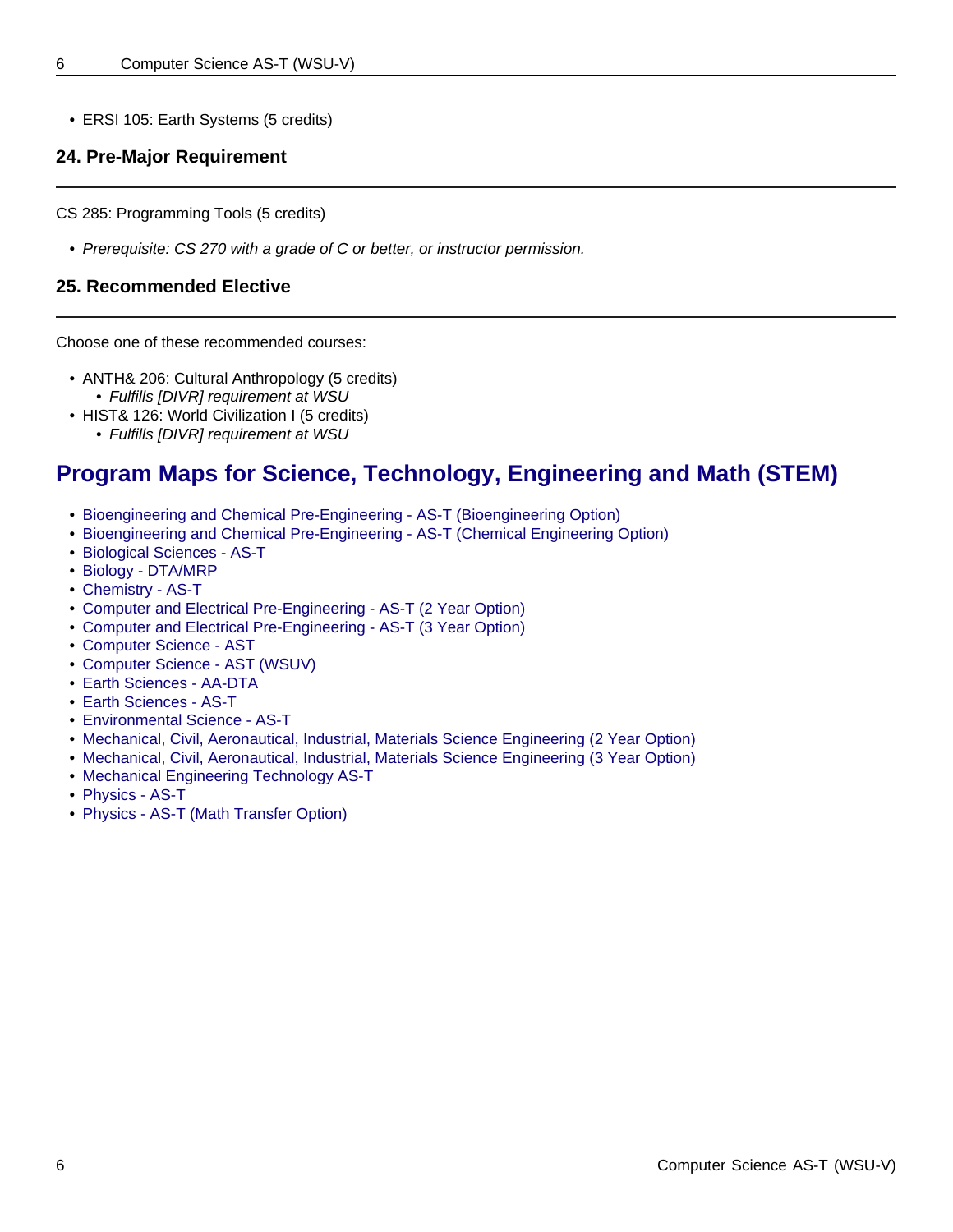- ERSI 105: Earth Systems (5 credits)

### 24. Pre-Major Requirement

CS 285: Programming Tools (5 credits)

- *Prerequisite: CS 270 with a grade of C or better, or instructor permission.*

### 25. Recommended Elective

Choose one of these recommended courses:

- ANTH& 206: Cultural Anthropology (5 credits)
  - *Fulfills [DIVR] requirement at WSU*
- HIST& 126: World Civilization I (5 credits)
  - *Fulfills [DIVR] requirement at WSU*

## Program Maps for Science, Technology, Engineering and Math (STEM)

- Bioengineering and Chemical Pre-Engineering - AS-T (Bioengineering Option)
- Bioengineering and Chemical Pre-Engineering - AS-T (Chemical Engineering Option)
- Biological Sciences - AS-T
- Biology - DTA/MRP
- Chemistry - AS-T
- Computer and Electrical Pre-Engineering - AS-T (2 Year Option)
- Computer and Electrical Pre-Engineering - AS-T (3 Year Option)
- Computer Science - AST
- Computer Science - AST (WSUV)
- Earth Sciences - AA-DTA
- Earth Sciences - AS-T
- Environmental Science - AS-T
- Mechanical, Civil, Aeronautical, Industrial, Materials Science Engineering (2 Year Option)
- Mechanical, Civil, Aeronautical, Industrial, Materials Science Engineering (3 Year Option)
- Mechanical Engineering Technology AS-T
- Physics - AS-T
- Physics - AS-T (Math Transfer Option)